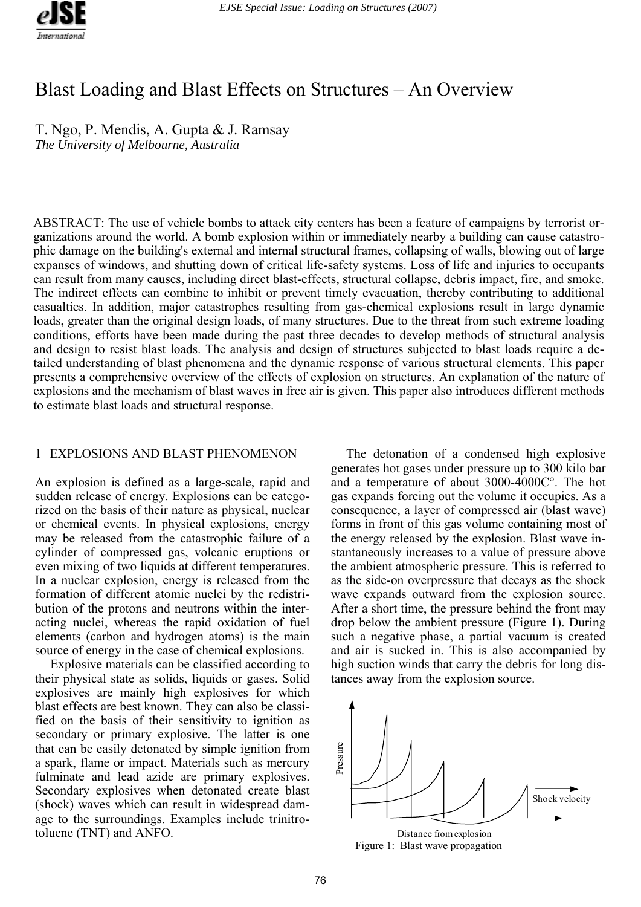# Blast Loading and Blast Effects on Structures – An Overview

T. Ngo, P. Mendis, A. Gupta & J. Ramsay
*The University of Melbourne, Australia*

ABSTRACT: The use of vehicle bombs to attack city centers has been a feature of campaigns by terrorist organizations around the world. A bomb explosion within or immediately nearby a building can cause catastrophic damage on the building's external and internal structural frames, collapsing of walls, blowing out of large expanses of windows, and shutting down of critical life-safety systems. Loss of life and injuries to occupants can result from many causes, including direct blast-effects, structural collapse, debris impact, fire, and smoke. The indirect effects can combine to inhibit or prevent timely evacuation, thereby contributing to additional casualties. In addition, major catastrophes resulting from gas-chemical explosions result in large dynamic loads, greater than the original design loads, of many structures. Due to the threat from such extreme loading conditions, efforts have been made during the past three decades to develop methods of structural analysis and design to resist blast loads. The analysis and design of structures subjected to blast loads require a detailed understanding of blast phenomena and the dynamic response of various structural elements. This paper presents a comprehensive overview of the effects of explosion on structures. An explanation of the nature of explosions and the mechanism of blast waves in free air is given. This paper also introduces different methods to estimate blast loads and structural response.

## 1 EXPLOSIONS AND BLAST PHENOMENON

An explosion is defined as a large-scale, rapid and sudden release of energy. Explosions can be categorized on the basis of their nature as physical, nuclear or chemical events. In physical explosions, energy may be released from the catastrophic failure of a cylinder of compressed gas, volcanic eruptions or even mixing of two liquids at different temperatures. In a nuclear explosion, energy is released from the formation of different atomic nuclei by the redistribution of the protons and neutrons within the interacting nuclei, whereas the rapid oxidation of fuel elements (carbon and hydrogen atoms) is the main source of energy in the case of chemical explosions.

Explosive materials can be classified according to their physical state as solids, liquids or gases. Solid explosives are mainly high explosives for which blast effects are best known. They can also be classified on the basis of their sensitivity to ignition as secondary or primary explosive. The latter is one that can be easily detonated by simple ignition from a spark, flame or impact. Materials such as mercury fulminate and lead azide are primary explosives. Secondary explosives when detonated create blast (shock) waves which can result in widespread damage to the surroundings. Examples include trinitrotoluene (TNT) and ANFO.

The detonation of a condensed high explosive generates hot gases under pressure up to 300 kilo bar and a temperature of about 3000-4000C°. The hot gas expands forcing out the volume it occupies. As a consequence, a layer of compressed air (blast wave) forms in front of this gas volume containing most of the energy released by the explosion. Blast wave instantaneously increases to a value of pressure above the ambient atmospheric pressure. This is referred to as the side-on overpressure that decays as the shock wave expands outward from the explosion source. After a short time, the pressure behind the front may drop below the ambient pressure (Figure 1). During such a negative phase, a partial vacuum is created and air is sucked in. This is also accompanied by high suction winds that carry the debris for long distances away from the explosion source.

Pressure

Shock velocity

Distance from explosion

Figure 1: Blast wave propagation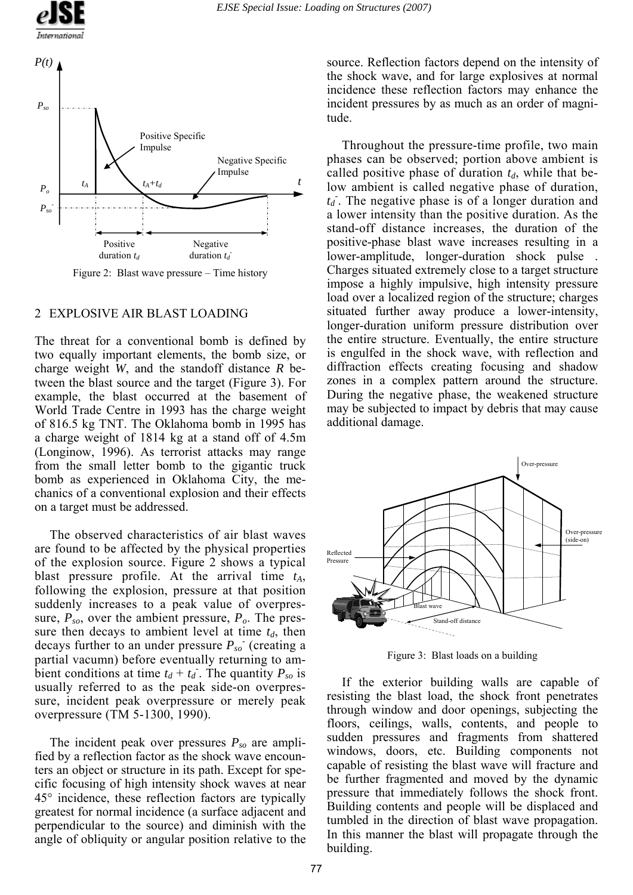P(t)

$P_{so}$

Positive Specific Impulse

Negative Specific Impulse

$P_o$

$P_{so}^-$

$t_A$

$t_A+t_d$

t

Positive duration $t_d$

Negative duration $t_d^-$

Figure 2: Blast wave pressure – Time history

## 2 EXPLOSIVE AIR BLAST LOADING

The threat for a conventional bomb is defined by two equally important elements, the bomb size, or charge weight *W*, and the standoff distance *R* between the blast source and the target (Figure 3). For example, the blast occurred at the basement of World Trade Centre in 1993 has the charge weight of 816.5 kg TNT. The Oklahoma bomb in 1995 has a charge weight of 1814 kg at a stand off of 4.5m (Longinow, 1996). As terrorist attacks may range from the small letter bomb to the gigantic truck bomb as experienced in Oklahoma City, the mechanics of a conventional explosion and their effects on a target must be addressed.

The observed characteristics of air blast waves are found to be affected by the physical properties of the explosion source. Figure 2 shows a typical blast pressure profile. At the arrival time $t_A$, following the explosion, pressure at that position suddenly increases to a peak value of overpressure, $P_{so}$, over the ambient pressure, $P_o$. The pressure then decays to ambient level at time $t_d$, then decays further to an under pressure $P_{so}^-$ (creating a partial vacumn) before eventually returning to ambient conditions at time $t_d + t_d^-$. The quantity $P_{so}$ is usually referred to as the peak side-on overpressure, incident peak overpressure or merely peak overpressure (TM 5-1300, 1990).

The incident peak over pressures $P_{so}$ are amplified by a reflection factor as the shock wave encounters an object or structure in its path. Except for specific focusing of high intensity shock waves at near 45° incidence, these reflection factors are typically greatest for normal incidence (a surface adjacent and perpendicular to the source) and diminish with the angle of obliquity or angular position relative to the source. Reflection factors depend on the intensity of the shock wave, and for large explosives at normal incidence these reflection factors may enhance the incident pressures by as much as an order of magnitude.

Throughout the pressure-time profile, two main phases can be observed; portion above ambient is called positive phase of duration $t_d$, while that below ambient is called negative phase of duration, $t_d^-$. The negative phase is of a longer duration and a lower intensity than the positive duration. As the stand-off distance increases, the duration of the positive-phase blast wave increases resulting in a lower-amplitude, longer-duration shock pulse . Charges situated extremely close to a target structure impose a highly impulsive, high intensity pressure load over a localized region of the structure; charges situated further away produce a lower-intensity, longer-duration uniform pressure distribution over the entire structure. Eventually, the entire structure is engulfed in the shock wave, with reflection and diffraction effects creating focusing and shadow zones in a complex pattern around the structure. During the negative phase, the weakened structure may be subjected to impact by debris that may cause additional damage.

Over-pressure

Over-pressure (side-on)

Reflected Pressure

Blast wave

Stand-off distance

Figure 3: Blast loads on a building

If the exterior building walls are capable of resisting the blast load, the shock front penetrates through window and door openings, subjecting the floors, ceilings, walls, contents, and people to sudden pressures and fragments from shattered windows, doors, etc. Building components not capable of resisting the blast wave will fracture and be further fragmented and moved by the dynamic pressure that immediately follows the shock front. Building contents and people will be displaced and tumbled in the direction of blast wave propagation. In this manner the blast will propagate through the building.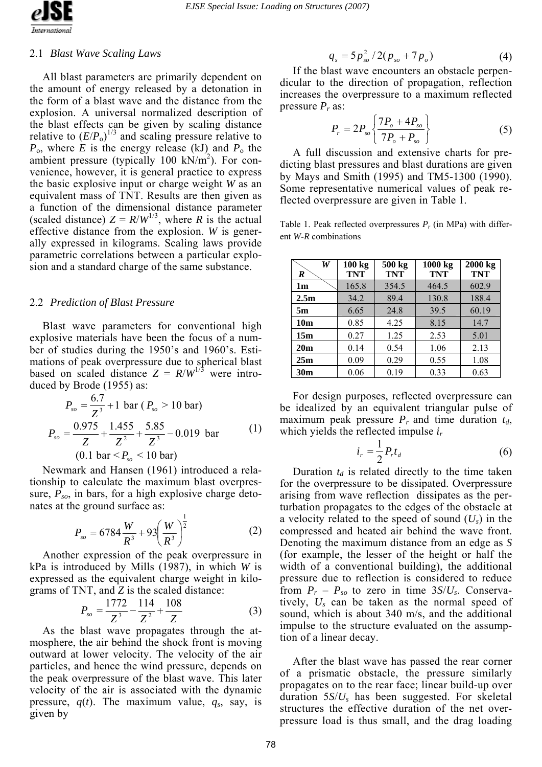### 2.1 *Blast Wave Scaling Laws*

All blast parameters are primarily dependent on the amount of energy released by a detonation in the form of a blast wave and the distance from the explosion. A universal normalized description of the blast effects can be given by scaling distance relative to $(E/P_o)^{1/3}$ and scaling pressure relative to $P_o$, where $E$ is the energy release (kJ) and $P_o$ the ambient pressure (typically 100 kN/m$^2$). For convenience, however, it is general practice to express the basic explosive input or charge weight $W$ as an equivalent mass of TNT. Results are then given as a function of the dimensional distance parameter (scaled distance) $Z = R/W^{1/3}$, where $R$ is the actual effective distance from the explosion. $W$ is generally expressed in kilograms. Scaling laws provide parametric correlations between a particular explosion and a standard charge of the same substance.

### 2.2 *Prediction of Blast Pressure*

Blast wave parameters for conventional high explosive materials have been the focus of a number of studies during the 1950's and 1960's. Estimations of peak overpressure due to spherical blast based on scaled distance $Z = R/W^{1/3}$ were introduced by Brode (1955) as:

$$
\begin{aligned}
P_{so} &= \frac{6.7}{Z^3} + 1 \text{ bar } (P_{so} > 10 \text{ bar}) \\
P_{so} &= \frac{0.975}{Z} + \frac{1.455}{Z^2} + \frac{5.85}{Z^3} - 0.019 \text{ bar} \\
&(0.1 \text{ bar} < P_{so} < 10 \text{ bar})
\end{aligned}
\tag{1}
$$

Newmark and Hansen (1961) introduced a relationship to calculate the maximum blast overpressure, $P_{so}$, in bars, for a high explosive charge detonates at the ground surface as:

$$
P_{so} = 6784\frac{W}{R^3} + 93\left(\frac{W}{R^3}\right)^{\frac{1}{2}} \tag{2}
$$

Another expression of the peak overpressure in kPa is introduced by Mills (1987), in which $W$ is expressed as the equivalent charge weight in kilograms of TNT, and $Z$ is the scaled distance:

$$
P_{so} = \frac{1772}{Z^3} - \frac{114}{Z^2} + \frac{108}{Z} \tag{3}
$$

As the blast wave propagates through the atmosphere, the air behind the shock front is moving outward at lower velocity. The velocity of the air particles, and hence the wind pressure, depends on the peak overpressure of the blast wave. This later velocity of the air is associated with the dynamic pressure, $q(t)$. The maximum value, $q_s$, say, is given by

$$
q_s = 5p_{so}^2 / 2(p_{so} + 7p_o) \tag{4}
$$

If the blast wave encounters an obstacle perpendicular to the direction of propagation, reflection increases the overpressure to a maximum reflected pressure $P_r$ as:

$$
P_r = 2P_{so}\left\{\frac{7P_o + 4P_{so}}{7P_o + P_{so}}\right\} \tag{5}
$$

A full discussion and extensive charts for predicting blast pressures and blast durations are given by Mays and Smith (1995) and TM5-1300 (1990). Some representative numerical values of peak reflected overpressure are given in Table 1.

Table 1. Peak reflected overpressures $P_r$ (in MPa) with different $W$-$R$ combinations

| $R$ \ $W$ | 100 kg TNT | 500 kg TNT | 1000 kg TNT | 2000 kg TNT |
|---|---|---|---|---|
| 1m | 165.8 | 354.5 | 464.5 | 602.9 |
| 2.5m | 34.2 | 89.4 | 130.8 | 188.4 |
| 5m | 6.65 | 24.8 | 39.5 | 60.19 |
| 10m | 0.85 | 4.25 | 8.15 | 14.7 |
| 15m | 0.27 | 1.25 | 2.53 | 5.01 |
| 20m | 0.14 | 0.54 | 1.06 | 2.13 |
| 25m | 0.09 | 0.29 | 0.55 | 1.08 |
| 30m | 0.06 | 0.19 | 0.33 | 0.63 |

For design purposes, reflected overpressure can be idealized by an equivalent triangular pulse of maximum peak pressure $P_r$ and time duration $t_d$, which yields the reflected impulse $i_r$

$$
i_r = \frac{1}{2}P_r t_d \tag{6}
$$

Duration $t_d$ is related directly to the time taken for the overpressure to be dissipated. Overpressure arising from wave reflection dissipates as the perturbation propagates to the edges of the obstacle at a velocity related to the speed of sound ($U_s$) in the compressed and heated air behind the wave front. Denoting the maximum distance from an edge as $S$ (for example, the lesser of the height or half the width of a conventional building), the additional pressure due to reflection is considered to reduce from $P_r - P_{so}$ to zero in time $3S/U_s$. Conservatively, $U_s$ can be taken as the normal speed of sound, which is about 340 m/s, and the additional impulse to the structure evaluated on the assumption of a linear decay.

After the blast wave has passed the rear corner of a prismatic obstacle, the pressure similarly propagates on to the rear face; linear build-up over duration $5S/U_s$ has been suggested. For skeletal structures the effective duration of the net overpressure load is thus small, and the drag loading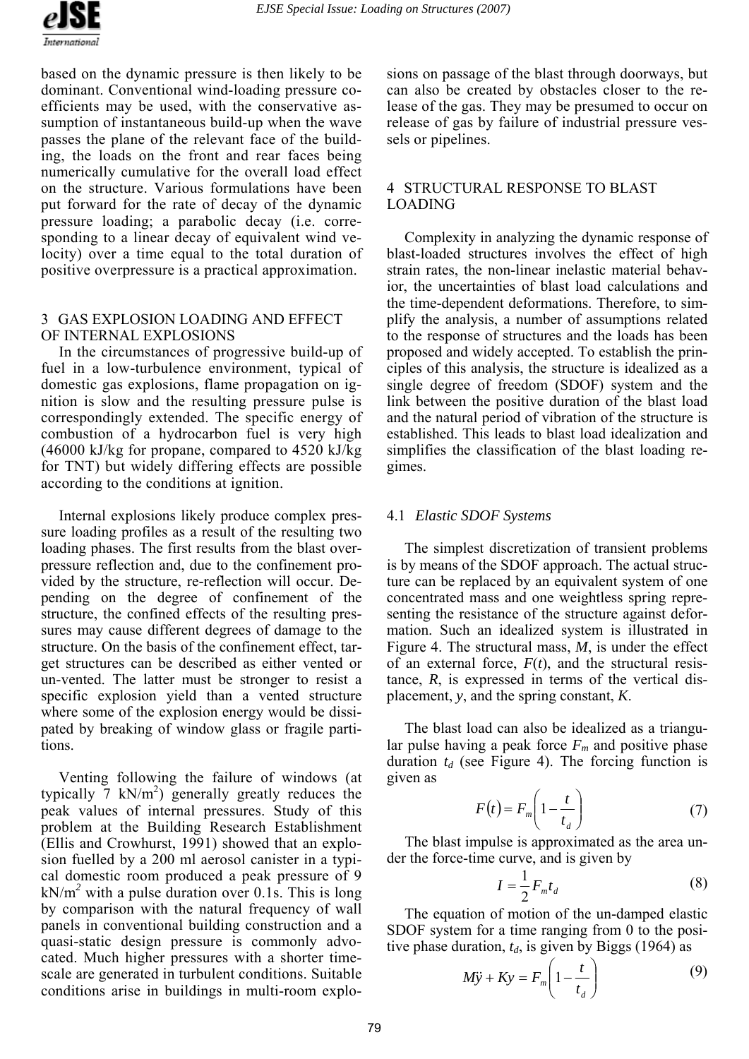based on the dynamic pressure is then likely to be dominant. Conventional wind-loading pressure coefficients may be used, with the conservative assumption of instantaneous build-up when the wave passes the plane of the relevant face of the building, the loads on the front and rear faces being numerically cumulative for the overall load effect on the structure. Various formulations have been put forward for the rate of decay of the dynamic pressure loading; a parabolic decay (i.e. corresponding to a linear decay of equivalent wind velocity) over a time equal to the total duration of positive overpressure is a practical approximation.

## 3 GAS EXPLOSION LOADING AND EFFECT OF INTERNAL EXPLOSIONS

In the circumstances of progressive build-up of fuel in a low-turbulence environment, typical of domestic gas explosions, flame propagation on ignition is slow and the resulting pressure pulse is correspondingly extended. The specific energy of combustion of a hydrocarbon fuel is very high (46000 kJ/kg for propane, compared to 4520 kJ/kg for TNT) but widely differing effects are possible according to the conditions at ignition.

Internal explosions likely produce complex pressure loading profiles as a result of the resulting two loading phases. The first results from the blast overpressure reflection and, due to the confinement provided by the structure, re-reflection will occur. Depending on the degree of confinement of the structure, the confined effects of the resulting pressures may cause different degrees of damage to the structure. On the basis of the confinement effect, target structures can be described as either vented or un-vented. The latter must be stronger to resist a specific explosion yield than a vented structure where some of the explosion energy would be dissipated by breaking of window glass or fragile partitions.

Venting following the failure of windows (at typically 7 kN/m$^2$) generally greatly reduces the peak values of internal pressures. Study of this problem at the Building Research Establishment (Ellis and Crowhurst, 1991) showed that an explosion fuelled by a 200 ml aerosol canister in a typical domestic room produced a peak pressure of 9 kN/m$^2$ with a pulse duration over 0.1s. This is long by comparison with the natural frequency of wall panels in conventional building construction and a quasi-static design pressure is commonly advocated. Much higher pressures with a shorter time-scale are generated in turbulent conditions. Suitable conditions arise in buildings in multi-room explosions on passage of the blast through doorways, but can also be created by obstacles closer to the release of the gas. They may be presumed to occur on release of gas by failure of industrial pressure vessels or pipelines.

## 4 STRUCTURAL RESPONSE TO BLAST LOADING

Complexity in analyzing the dynamic response of blast-loaded structures involves the effect of high strain rates, the non-linear inelastic material behavior, the uncertainties of blast load calculations and the time-dependent deformations. Therefore, to simplify the analysis, a number of assumptions related to the response of structures and the loads has been proposed and widely accepted. To establish the principles of this analysis, the structure is idealized as a single degree of freedom (SDOF) system and the link between the positive duration of the blast load and the natural period of vibration of the structure is established. This leads to blast load idealization and simplifies the classification of the blast loading regimes.

### 4.1 *Elastic SDOF Systems*

The simplest discretization of transient problems is by means of the SDOF approach. The actual structure can be replaced by an equivalent system of one concentrated mass and one weightless spring representing the resistance of the structure against deformation. Such an idealized system is illustrated in Figure 4. The structural mass, $M$, is under the effect of an external force, $F(t)$, and the structural resistance, $R$, is expressed in terms of the vertical displacement, $y$, and the spring constant, $K$.

The blast load can also be idealized as a triangular pulse having a peak force $F_m$ and positive phase duration $t_d$ (see Figure 4). The forcing function is given as

$$F(t) = F_m \left(1 - \frac{t}{t_d}\right) \tag{7}$$

The blast impulse is approximated as the area under the force-time curve, and is given by

$$I = \frac{1}{2} F_m t_d \tag{8}$$

The equation of motion of the un-damped elastic SDOF system for a time ranging from 0 to the positive phase duration, $t_d$, is given by Biggs (1964) as

$$M\ddot{y} + Ky = F_m \left(1 - \frac{t}{t_d}\right) \tag{9}$$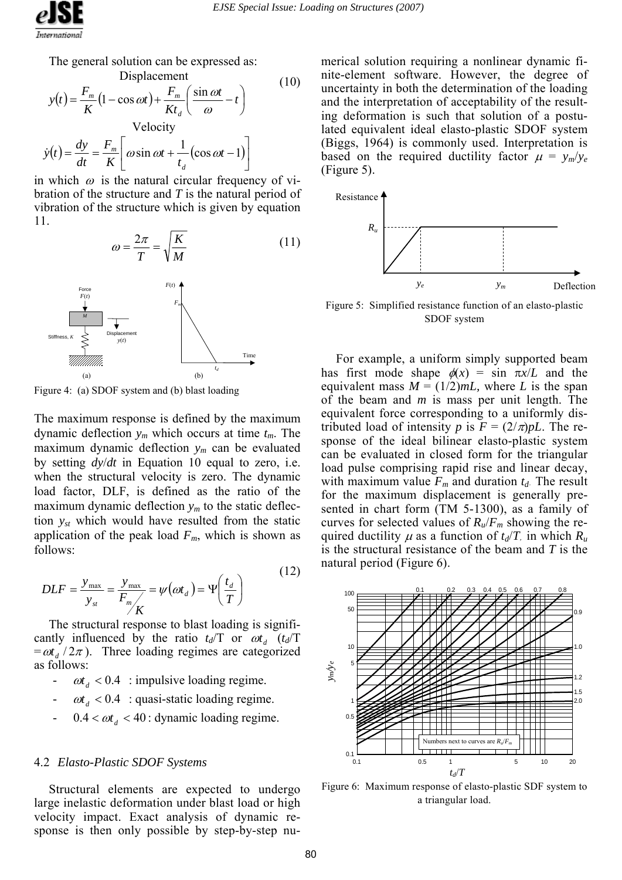The general solution can be expressed as:

Displacement

$$y(t) = \frac{F_m}{K}(1-\cos\omega t) + \frac{F_m}{Kt_d}\left(\frac{\sin\omega t}{\omega} - t\right) \tag{10}$$

Velocity

$$\dot{y}(t) = \frac{dy}{dt} = \frac{F_m}{K}\left[\omega\sin\omega t + \frac{1}{t_d}(\cos\omega t - 1)\right]$$

in which $\omega$ is the natural circular frequency of vibration of the structure and $T$ is the natural period of vibration of the structure which is given by equation 11.

$$\omega = \frac{2\pi}{T} = \sqrt{\frac{K}{M}} \tag{11}$$

Figure 4: (a) SDOF system and (b) blast loading

The maximum response is defined by the maximum dynamic deflection $y_m$ which occurs at time $t_m$. The maximum dynamic deflection $y_m$ can be evaluated by setting $dy/dt$ in Equation 10 equal to zero, i.e. when the structural velocity is zero. The dynamic load factor, DLF, is defined as the ratio of the maximum dynamic deflection $y_m$ to the static deflection $y_{st}$ which would have resulted from the static application of the peak load $F_m$, which is shown as follows:

$$DLF = \frac{y_{max}}{y_{st}} = \frac{y_{max}}{F_m/K} = \psi(\omega t_d) = \Psi\left(\frac{t_d}{T}\right) \tag{12}$$

The structural response to blast loading is significantly influenced by the ratio $t_d/T$ or $\omega t_d$ ($t_d/T = \omega t_d / 2\pi$). Three loading regimes are categorized as follows:

- $\omega t_d < 0.4$ : impulsive loading regime.
- $\omega t_d < 0.4$ : quasi-static loading regime.
- $0.4 < \omega t_d < 40$ : dynamic loading regime.

## 4.2 *Elasto-Plastic SDOF Systems*

Structural elements are expected to undergo large inelastic deformation under blast load or high velocity impact. Exact analysis of dynamic response is then only possible by step-by-step numerical solution requiring a nonlinear dynamic finite-element software. However, the degree of uncertainty in both the determination of the loading and the interpretation of acceptability of the resulting deformation is such that solution of a postulated equivalent ideal elasto-plastic SDOF system (Biggs, 1964) is commonly used. Interpretation is based on the required ductility factor $\mu = y_m/y_e$ (Figure 5).

Figure 5: Simplified resistance function of an elasto-plastic SDOF system

For example, a uniform simply supported beam has first mode shape $\phi(x) = \sin \pi x/L$ and the equivalent mass $M = (1/2)mL$, where $L$ is the span of the beam and $m$ is mass per unit length. The equivalent force corresponding to a uniformly distributed load of intensity $p$ is $F = (2/\pi)pL$. The response of the ideal bilinear elasto-plastic system can be evaluated in closed form for the triangular load pulse comprising rapid rise and linear decay, with maximum value $F_m$ and duration $t_d$. The result for the maximum displacement is generally presented in chart form (TM 5-1300), as a family of curves for selected values of $R_u/F_m$ showing the required ductility $\mu$ as a function of $t_d/T$, in which $R_u$ is the structural resistance of the beam and $T$ is the natural period (Figure 6).

Figure 6: Maximum response of elasto-plastic SDF system to a triangular load.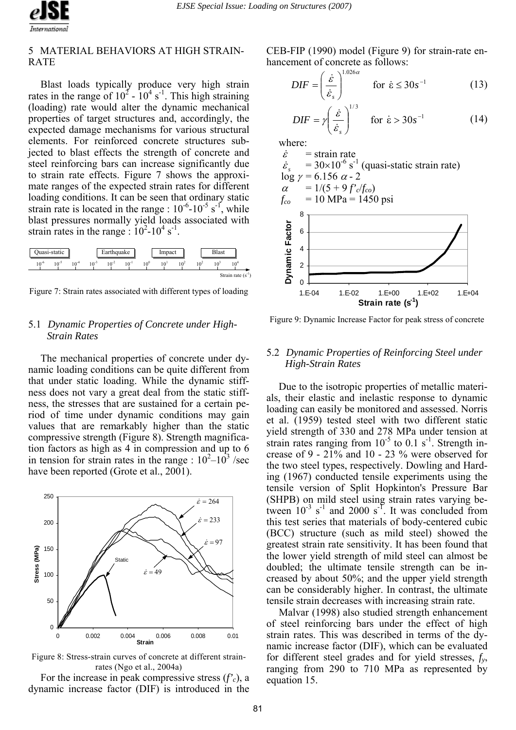## 5 MATERIAL BEHAVIORS AT HIGH STRAIN-RATE

Blast loads typically produce very high strain rates in the range of $10^2$ - $10^4$ $s^{-1}$. This high straining (loading) rate would alter the dynamic mechanical properties of target structures and, accordingly, the expected damage mechanisms for various structural elements. For reinforced concrete structures subjected to blast effects the strength of concrete and steel reinforcing bars can increase significantly due to strain rate effects. Figure 7 shows the approximate ranges of the expected strain rates for different loading conditions. It can be seen that ordinary static strain rate is located in the range : $10^{-6}$-$10^{-5}$ $s^{-1}$, while blast pressures normally yield loads associated with strain rates in the range : $10^2$-$10^4$ $s^{-1}$.

Figure 7: Strain rates associated with different types of loading

### 5.1 *Dynamic Properties of Concrete under High-Strain Rates*

The mechanical properties of concrete under dynamic loading conditions can be quite different from that under static loading. While the dynamic stiffness does not vary a great deal from the static stiffness, the stresses that are sustained for a certain period of time under dynamic conditions may gain values that are remarkably higher than the static compressive strength (Figure 8). Strength magnification factors as high as 4 in compression and up to 6 in tension for strain rates in the range : $10^2$–$10^3$ /sec have been reported (Grote et al., 2001).

Figure 8: Stress-strain curves of concrete at different strain-rates (Ngo et al., 2004a)

For the increase in peak compressive stress ($f'_c$), a dynamic increase factor (DIF) is introduced in the CEB-FIP (1990) model (Figure 9) for strain-rate enhancement of concrete as follows:

$$DIF = \left( \frac{\dot{\varepsilon}}{\dot{\varepsilon}_s} \right)^{1.026\alpha} \quad \text{for } \dot{\varepsilon} \le 30 s^{-1} \tag{13}$$

$$DIF = \gamma \left( \frac{\dot{\varepsilon}}{\dot{\varepsilon}_s} \right)^{1/3} \quad \text{for } \dot{\varepsilon} > 30 s^{-1} \tag{14}$$

where:

$\dot{\varepsilon}$ = strain rate

$\dot{\varepsilon}_s$ = $30 \times 10^{-6}$ $s^{-1}$ (quasi-static strain rate)

$\log \gamma = 6.156\, \alpha - 2$

$\alpha = 1/(5 + 9\, f'_c/f_{co})$

$f_{co}$ = 10 MPa = 1450 psi

Figure 9: Dynamic Increase Factor for peak stress of concrete

### 5.2 *Dynamic Properties of Reinforcing Steel under High-Strain Rates*

Due to the isotropic properties of metallic materials, their elastic and inelastic response to dynamic loading can easily be monitored and assessed. Norris et al. (1959) tested steel with two different static yield strength of 330 and 278 MPa under tension at strain rates ranging from $10^{-5}$ to 0.1 $s^{-1}$. Strength increase of 9 - 21% and 10 - 23 % were observed for the two steel types, respectively. Dowling and Harding (1967) conducted tensile experiments using the tensile version of Split Hopkinton's Pressure Bar (SHPB) on mild steel using strain rates varying between $10^{-3}$ $s^{-1}$ and 2000 $s^{-1}$. It was concluded from this test series that materials of body-centered cubic (BCC) structure (such as mild steel) showed the greatest strain rate sensitivity. It has been found that the lower yield strength of mild steel can almost be doubled; the ultimate tensile strength can be increased by about 50%; and the upper yield strength can be considerably higher. In contrast, the ultimate tensile strain decreases with increasing strain rate.

Malvar (1998) also studied strength enhancement of steel reinforcing bars under the effect of high strain rates. This was described in terms of the dynamic increase factor (DIF), which can be evaluated for different steel grades and for yield stresses, $f_y$, ranging from 290 to 710 MPa as represented by equation 15.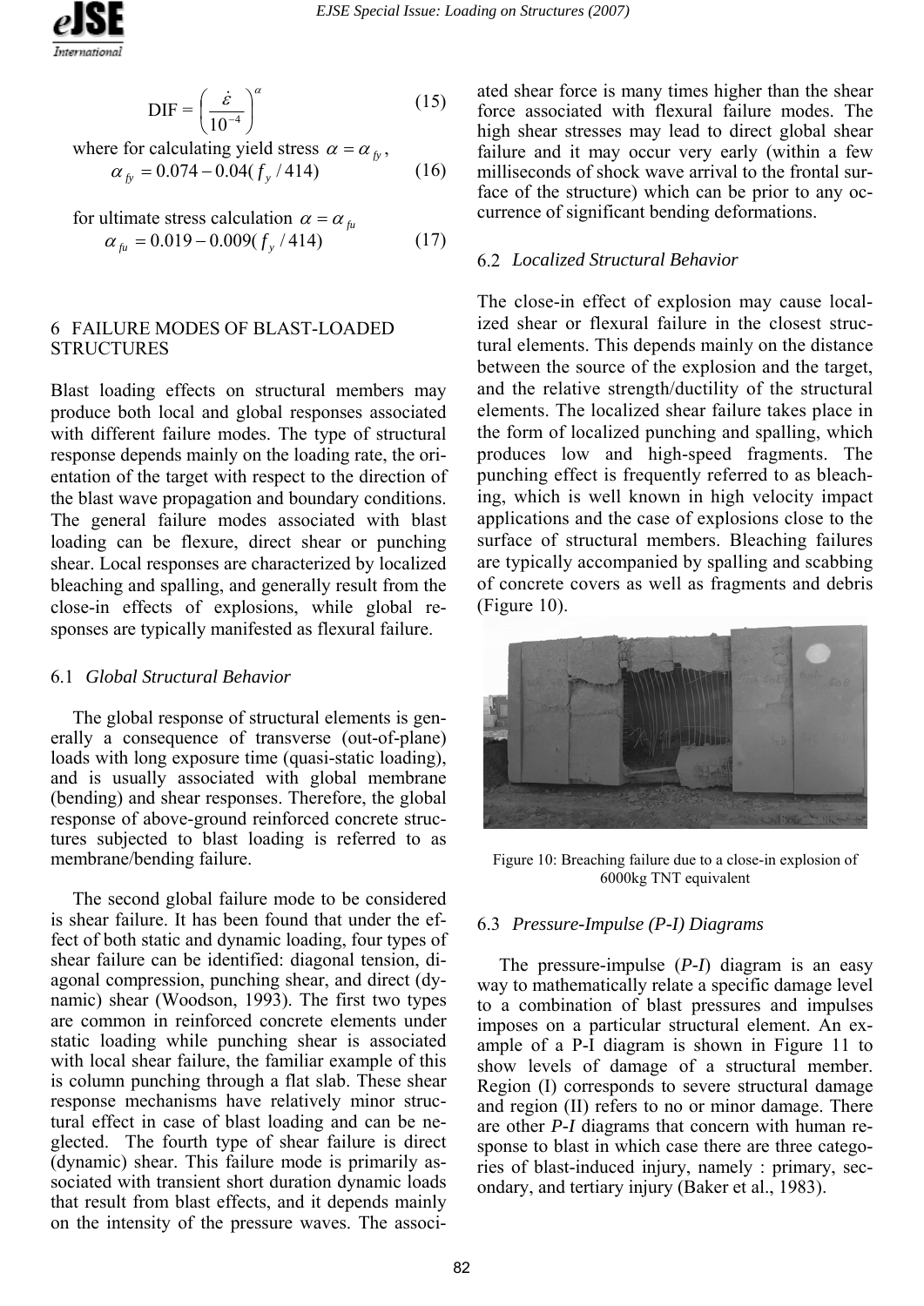$$\text{DIF} = \left(\frac{\dot{\varepsilon}}{10^{-4}}\right)^{\alpha} \tag{15}$$

where for calculating yield stress $\alpha = \alpha_{fy}$,

$$\alpha_{fy} = 0.074 - 0.04(f_y / 414) \tag{16}$$

for ultimate stress calculation $\alpha = \alpha_{fu}$

$$\alpha_{fu} = 0.019 - 0.009(f_y / 414) \tag{17}$$

## 6 FAILURE MODES OF BLAST-LOADED STRUCTURES

Blast loading effects on structural members may produce both local and global responses associated with different failure modes. The type of structural response depends mainly on the loading rate, the orientation of the target with respect to the direction of the blast wave propagation and boundary conditions. The general failure modes associated with blast loading can be flexure, direct shear or punching shear. Local responses are characterized by localized bleaching and spalling, and generally result from the close-in effects of explosions, while global responses are typically manifested as flexural failure.

### 6.1 *Global Structural Behavior*

The global response of structural elements is generally a consequence of transverse (out-of-plane) loads with long exposure time (quasi-static loading), and is usually associated with global membrane (bending) and shear responses. Therefore, the global response of above-ground reinforced concrete structures subjected to blast loading is referred to as membrane/bending failure.

The second global failure mode to be considered is shear failure. It has been found that under the effect of both static and dynamic loading, four types of shear failure can be identified: diagonal tension, diagonal compression, punching shear, and direct (dynamic) shear (Woodson, 1993). The first two types are common in reinforced concrete elements under static loading while punching shear is associated with local shear failure, the familiar example of this is column punching through a flat slab. These shear response mechanisms have relatively minor structural effect in case of blast loading and can be neglected. The fourth type of shear failure is direct (dynamic) shear. This failure mode is primarily associated with transient short duration dynamic loads that result from blast effects, and it depends mainly on the intensity of the pressure waves. The associated shear force is many times higher than the shear force associated with flexural failure modes. The high shear stresses may lead to direct global shear failure and it may occur very early (within a few milliseconds of shock wave arrival to the frontal surface of the structure) which can be prior to any occurrence of significant bending deformations.

### 6.2 *Localized Structural Behavior*

The close-in effect of explosion may cause localized shear or flexural failure in the closest structural elements. This depends mainly on the distance between the source of the explosion and the target, and the relative strength/ductility of the structural elements. The localized shear failure takes place in the form of localized punching and spalling, which produces low and high-speed fragments. The punching effect is frequently referred to as bleaching, which is well known in high velocity impact applications and the case of explosions close to the surface of structural members. Bleaching failures are typically accompanied by spalling and scabbing of concrete covers as well as fragments and debris (Figure 10).

Figure 10: Breaching failure due to a close-in explosion of 6000kg TNT equivalent

### 6.3 *Pressure-Impulse (P-I) Diagrams*

The pressure-impulse (*P-I*) diagram is an easy way to mathematically relate a specific damage level to a combination of blast pressures and impulses imposes on a particular structural element. An example of a P-I diagram is shown in Figure 11 to show levels of damage of a structural member. Region (I) corresponds to severe structural damage and region (II) refers to no or minor damage. There are other *P-I* diagrams that concern with human response to blast in which case there are three categories of blast-induced injury, namely : primary, secondary, and tertiary injury (Baker et al., 1983).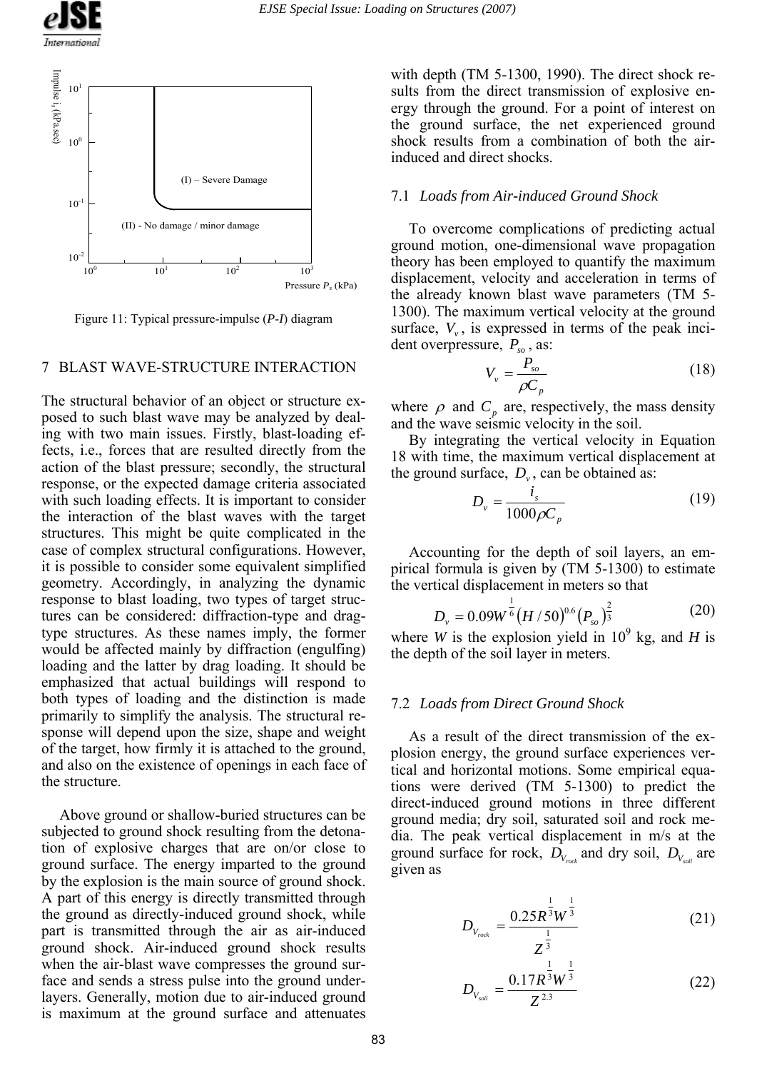(I) – Severe Damage

(II) - No damage / minor damage

Figure 11: Typical pressure-impulse (*P*-*I*) diagram

## 7 BLAST WAVE-STRUCTURE INTERACTION

The structural behavior of an object or structure exposed to such blast wave may be analyzed by dealing with two main issues. Firstly, blast-loading effects, i.e., forces that are resulted directly from the action of the blast pressure; secondly, the structural response, or the expected damage criteria associated with such loading effects. It is important to consider the interaction of the blast waves with the target structures. This might be quite complicated in the case of complex structural configurations. However, it is possible to consider some equivalent simplified geometry. Accordingly, in analyzing the dynamic response to blast loading, two types of target structures can be considered: diffraction-type and drag-type structures. As these names imply, the former would be affected mainly by diffraction (engulfing) loading and the latter by drag loading. It should be emphasized that actual buildings will respond to both types of loading and the distinction is made primarily to simplify the analysis. The structural response will depend upon the size, shape and weight of the target, how firmly it is attached to the ground, and also on the existence of openings in each face of the structure.

Above ground or shallow-buried structures can be subjected to ground shock resulting from the detonation of explosive charges that are on/or close to ground surface. The energy imparted to the ground by the explosion is the main source of ground shock. A part of this energy is directly transmitted through the ground as directly-induced ground shock, while part is transmitted through the air as air-induced ground shock. Air-induced ground shock results when the air-blast wave compresses the ground surface and sends a stress pulse into the ground underlayers. Generally, motion due to air-induced ground is maximum at the ground surface and attenuates with depth (TM 5-1300, 1990). The direct shock results from the direct transmission of explosive energy through the ground. For a point of interest on the ground surface, the net experienced ground shock results from a combination of both the air-induced and direct shocks.

### 7.1 *Loads from Air-induced Ground Shock*

To overcome complications of predicting actual ground motion, one-dimensional wave propagation theory has been employed to quantify the maximum displacement, velocity and acceleration in terms of the already known blast wave parameters (TM 5-1300). The maximum vertical velocity at the ground surface, $V_v$, is expressed in terms of the peak incident overpressure, $P_{so}$, as:

$$V_v = \frac{P_{so}}{\rho C_p} \tag{18}$$

where $\rho$ and $C_p$ are, respectively, the mass density and the wave seismic velocity in the soil.

By integrating the vertical velocity in Equation 18 with time, the maximum vertical displacement at the ground surface, $D_v$, can be obtained as:

$$D_v = \frac{i_s}{1000 \rho C_p} \tag{19}$$

Accounting for the depth of soil layers, an empirical formula is given by (TM 5-1300) to estimate the vertical displacement in meters so that

$$D_v = 0.09 W^{\frac{1}{6}} \left(H/50\right)^{0.6} \left(P_{so}\right)^{\frac{2}{3}} \tag{20}$$

where *W* is the explosion yield in $10^9$ kg, and *H* is the depth of the soil layer in meters.

### 7.2 *Loads from Direct Ground Shock*

As a result of the direct transmission of the explosion energy, the ground surface experiences vertical and horizontal motions. Some empirical equations were derived (TM 5-1300) to predict the direct-induced ground motions in three different ground media; dry soil, saturated soil and rock media. The peak vertical displacement in m/s at the ground surface for rock, $D_{V_{rock}}$ and dry soil, $D_{V_{soil}}$ are given as

$$D_{V_{rock}} = \frac{0.25 R^{\frac{1}{3}} W^{\frac{1}{3}}}{Z^{\frac{1}{3}}} \tag{21}$$

$$D_{V_{soil}} = \frac{0.17 R^{\frac{1}{3}} W^{\frac{1}{3}}}{Z^{2.3}} \tag{22}$$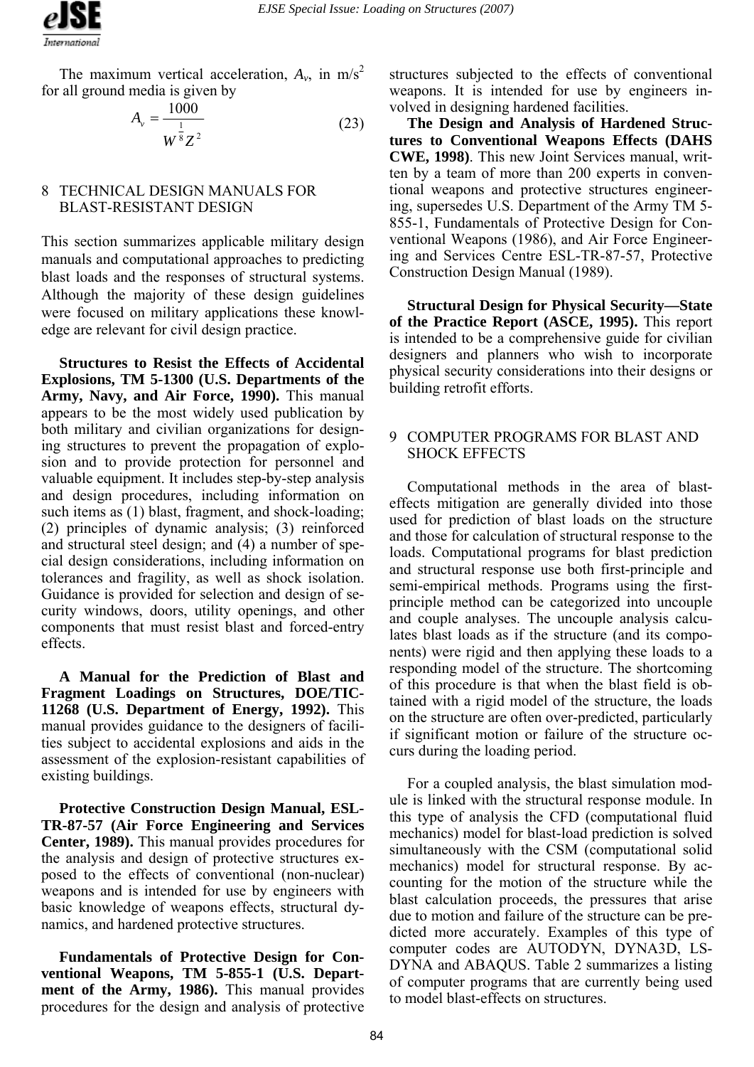The maximum vertical acceleration, $A_v$, in m/s$^2$ for all ground media is given by

$$A_v = \frac{1000}{W^{\frac{1}{8}} Z^2} \tag{23}$$

## 8 TECHNICAL DESIGN MANUALS FOR BLAST-RESISTANT DESIGN

This section summarizes applicable military design manuals and computational approaches to predicting blast loads and the responses of structural systems. Although the majority of these design guidelines were focused on military applications these knowledge are relevant for civil design practice.

**Structures to Resist the Effects of Accidental Explosions, TM 5-1300 (U.S. Departments of the Army, Navy, and Air Force, 1990).** This manual appears to be the most widely used publication by both military and civilian organizations for designing structures to prevent the propagation of explosion and to provide protection for personnel and valuable equipment. It includes step-by-step analysis and design procedures, including information on such items as (1) blast, fragment, and shock-loading; (2) principles of dynamic analysis; (3) reinforced and structural steel design; and (4) a number of special design considerations, including information on tolerances and fragility, as well as shock isolation. Guidance is provided for selection and design of security windows, doors, utility openings, and other components that must resist blast and forced-entry effects.

**A Manual for the Prediction of Blast and Fragment Loadings on Structures, DOE/TIC-11268 (U.S. Department of Energy, 1992).** This manual provides guidance to the designers of facilities subject to accidental explosions and aids in the assessment of the explosion-resistant capabilities of existing buildings.

**Protective Construction Design Manual, ESL-TR-87-57 (Air Force Engineering and Services Center, 1989).** This manual provides procedures for the analysis and design of protective structures exposed to the effects of conventional (non-nuclear) weapons and is intended for use by engineers with basic knowledge of weapons effects, structural dynamics, and hardened protective structures.

**Fundamentals of Protective Design for Conventional Weapons, TM 5-855-1 (U.S. Department of the Army, 1986).** This manual provides procedures for the design and analysis of protective structures subjected to the effects of conventional weapons. It is intended for use by engineers involved in designing hardened facilities.

**The Design and Analysis of Hardened Structures to Conventional Weapons Effects (DAHS CWE, 1998)**. This new Joint Services manual, written by a team of more than 200 experts in conventional weapons and protective structures engineering, supersedes U.S. Department of the Army TM 5-855-1, Fundamentals of Protective Design for Conventional Weapons (1986), and Air Force Engineering and Services Centre ESL-TR-87-57, Protective Construction Design Manual (1989).

**Structural Design for Physical Security—State of the Practice Report (ASCE, 1995).** This report is intended to be a comprehensive guide for civilian designers and planners who wish to incorporate physical security considerations into their designs or building retrofit efforts.

## 9 COMPUTER PROGRAMS FOR BLAST AND SHOCK EFFECTS

Computational methods in the area of blast-effects mitigation are generally divided into those used for prediction of blast loads on the structure and those for calculation of structural response to the loads. Computational programs for blast prediction and structural response use both first-principle and semi-empirical methods. Programs using the first-principle method can be categorized into uncouple and couple analyses. The uncouple analysis calculates blast loads as if the structure (and its components) were rigid and then applying these loads to a responding model of the structure. The shortcoming of this procedure is that when the blast field is obtained with a rigid model of the structure, the loads on the structure are often over-predicted, particularly if significant motion or failure of the structure occurs during the loading period.

For a coupled analysis, the blast simulation module is linked with the structural response module. In this type of analysis the CFD (computational fluid mechanics) model for blast-load prediction is solved simultaneously with the CSM (computational solid mechanics) model for structural response. By accounting for the motion of the structure while the blast calculation proceeds, the pressures that arise due to motion and failure of the structure can be predicted more accurately. Examples of this type of computer codes are AUTODYN, DYNA3D, LS-DYNA and ABAQUS. Table 2 summarizes a listing of computer programs that are currently being used to model blast-effects on structures.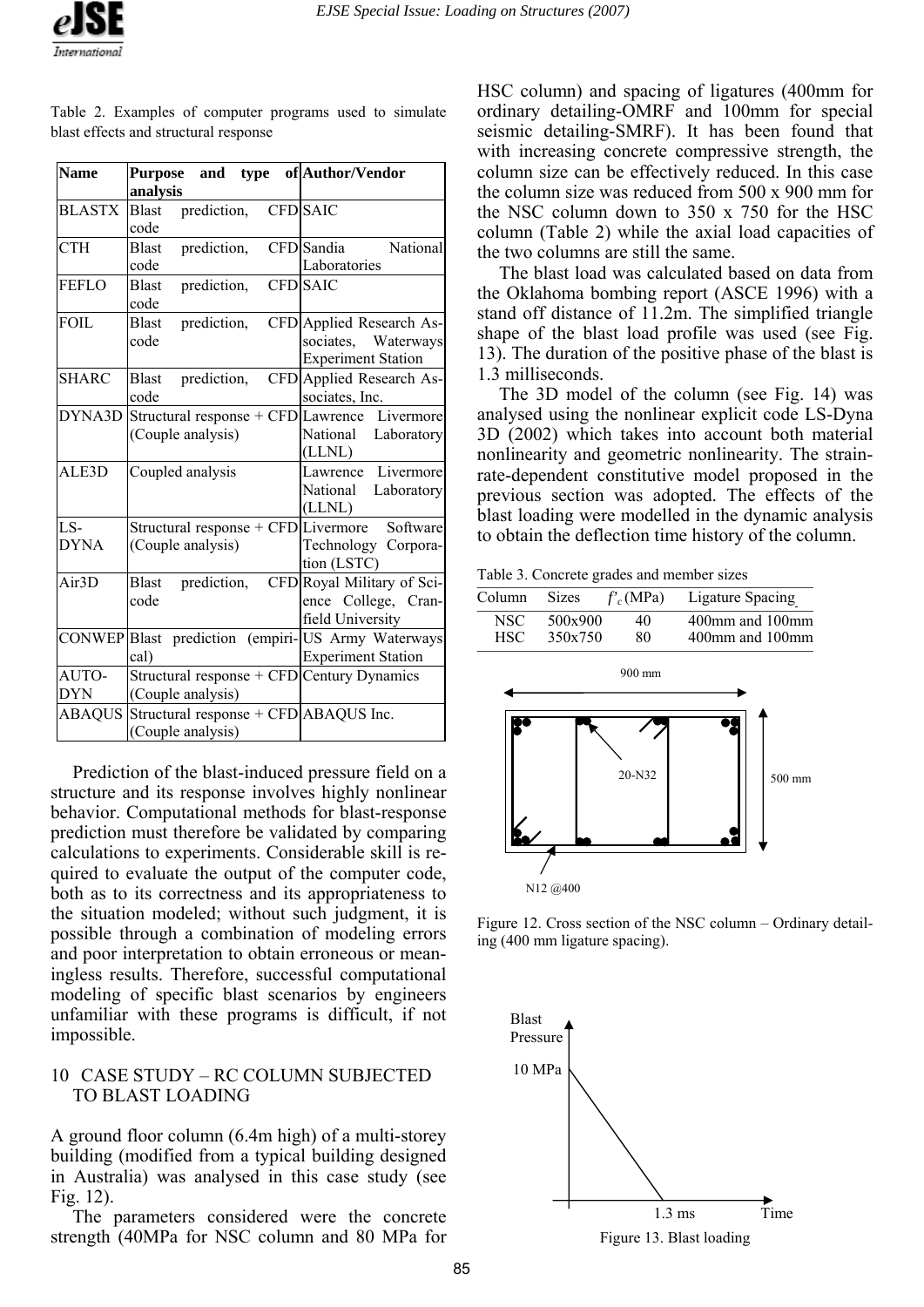Table 2. Examples of computer programs used to simulate blast effects and structural response

| Name | Purpose and type of analysis | Author/Vendor |
|---|---|---|
| BLASTX | Blast prediction, CFD code | SAIC |
| CTH | Blast prediction, CFD code | Sandia National Laboratories |
| FEFLO | Blast prediction, CFD code | SAIC |
| FOIL | Blast prediction, CFD code | Applied Research Associates, Waterways Experiment Station |
| SHARC | Blast prediction, CFD code | Applied Research Associates, Inc. |
| DYNA3D | Structural response + CFD (Couple analysis) | Lawrence Livermore National Laboratory (LLNL) |
| ALE3D | Coupled analysis | Lawrence Livermore National Laboratory (LLNL) |
| LS-DYNA | Structural response + CFD (Couple analysis) | Livermore Software Technology Corporation (LSTC) |
| Air3D | Blast prediction, CFD code | Royal Military of Science College, Cranfield University |
| CONWEP | Blast prediction (empirical) | US Army Waterways Experiment Station |
| AUTO-DYN | Structural response + CFD (Couple analysis) | Century Dynamics |
| ABAQUS | Structural response + CFD (Couple analysis) | ABAQUS Inc. |

Prediction of the blast-induced pressure field on a structure and its response involves highly nonlinear behavior. Computational methods for blast-response prediction must therefore be validated by comparing calculations to experiments. Considerable skill is required to evaluate the output of the computer code, both as to its correctness and its appropriateness to the situation modeled; without such judgment, it is possible through a combination of modeling errors and poor interpretation to obtain erroneous or meaningless results. Therefore, successful computational modeling of specific blast scenarios by engineers unfamiliar with these programs is difficult, if not impossible.

## 10 CASE STUDY – RC COLUMN SUBJECTED TO BLAST LOADING

A ground floor column (6.4m high) of a multi-storey building (modified from a typical building designed in Australia) was analysed in this case study (see Fig. 12).

The parameters considered were the concrete strength (40MPa for NSC column and 80 MPa for HSC column) and spacing of ligatures (400mm for ordinary detailing-OMRF and 100mm for special seismic detailing-SMRF). It has been found that with increasing concrete compressive strength, the column size can be effectively reduced. In this case the column size was reduced from 500 x 900 mm for the NSC column down to 350 x 750 for the HSC column (Table 2) while the axial load capacities of the two columns are still the same.

The blast load was calculated based on data from the Oklahoma bombing report (ASCE 1996) with a stand off distance of 11.2m. The simplified triangle shape of the blast load profile was used (see Fig. 13). The duration of the positive phase of the blast is 1.3 milliseconds.

The 3D model of the column (see Fig. 14) was analysed using the nonlinear explicit code LS-Dyna 3D (2002) which takes into account both material nonlinearity and geometric nonlinearity. The strain-rate-dependent constitutive model proposed in the previous section was adopted. The effects of the blast loading were modelled in the dynamic analysis to obtain the deflection time history of the column.

Table 3. Concrete grades and member sizes

| Column | Sizes | $f'_c$ (MPa) | Ligature Spacing |
|---|---|---|---|
| NSC | 500x900 | 40 | 400mm and 100mm |
| HSC | 350x750 | 80 | 400mm and 100mm |

900 mm

20-N32

500 mm

N12 @400

Figure 12. Cross section of the NSC column – Ordinary detailing (400 mm ligature spacing).

Blast Pressure

10 MPa

1.3 ms

Time

Figure 13. Blast loading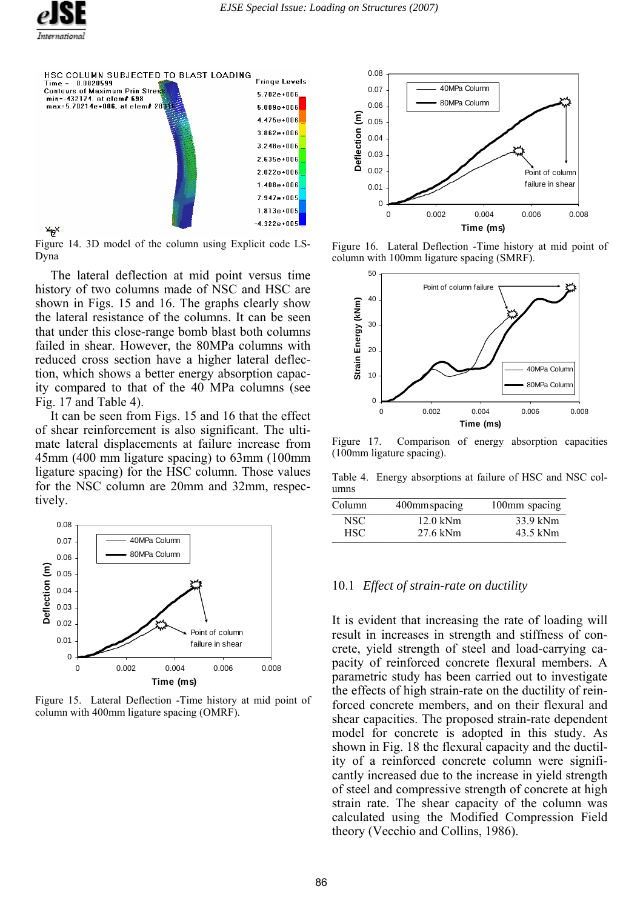Figure 14. 3D model of the column using Explicit code LS-Dyna

The lateral deflection at mid point versus time history of two columns made of NSC and HSC are shown in Figs. 15 and 16. The graphs clearly show the lateral resistance of the columns. It can be seen that under this close-range bomb blast both columns failed in shear. However, the 80MPa columns with reduced cross section have a higher lateral deflection, which shows a better energy absorption capacity compared to that of the 40 MPa columns (see Fig. 17 and Table 4).

It can be seen from Figs. 15 and 16 that the effect of shear reinforcement is also significant. The ultimate lateral displacements at failure increase from 45mm (400 mm ligature spacing) to 63mm (100mm ligature spacing) for the HSC column. Those values for the NSC column are 20mm and 32mm, respectively.

Figure 15. Lateral Deflection -Time history at mid point of column with 400mm ligature spacing (OMRF).

Figure 16. Lateral Deflection -Time history at mid point of column with 100mm ligature spacing (SMRF).

Figure 17. Comparison of energy absorption capacities (100mm ligature spacing).

Table 4. Energy absorptions at failure of HSC and NSC columns

| Column | 400mm spacing | 100mm spacing |
|---|---|---|
| NSC | 12.0 kNm | 33.9 kNm |
| HSC | 27.6 kNm | 43.5 kNm |

### 10.1 *Effect of strain-rate on ductility*

It is evident that increasing the rate of loading will result in increases in strength and stiffness of concrete, yield strength of steel and load-carrying capacity of reinforced concrete flexural members. A parametric study has been carried out to investigate the effects of high strain-rate on the ductility of reinforced concrete members, and on their flexural and shear capacities. The proposed strain-rate dependent model for concrete is adopted in this study. As shown in Fig. 18 the flexural capacity and the ductility of a reinforced concrete column were significantly increased due to the increase in yield strength of steel and compressive strength of concrete at high strain rate. The shear capacity of the column was calculated using the Modified Compression Field theory (Vecchio and Collins, 1986).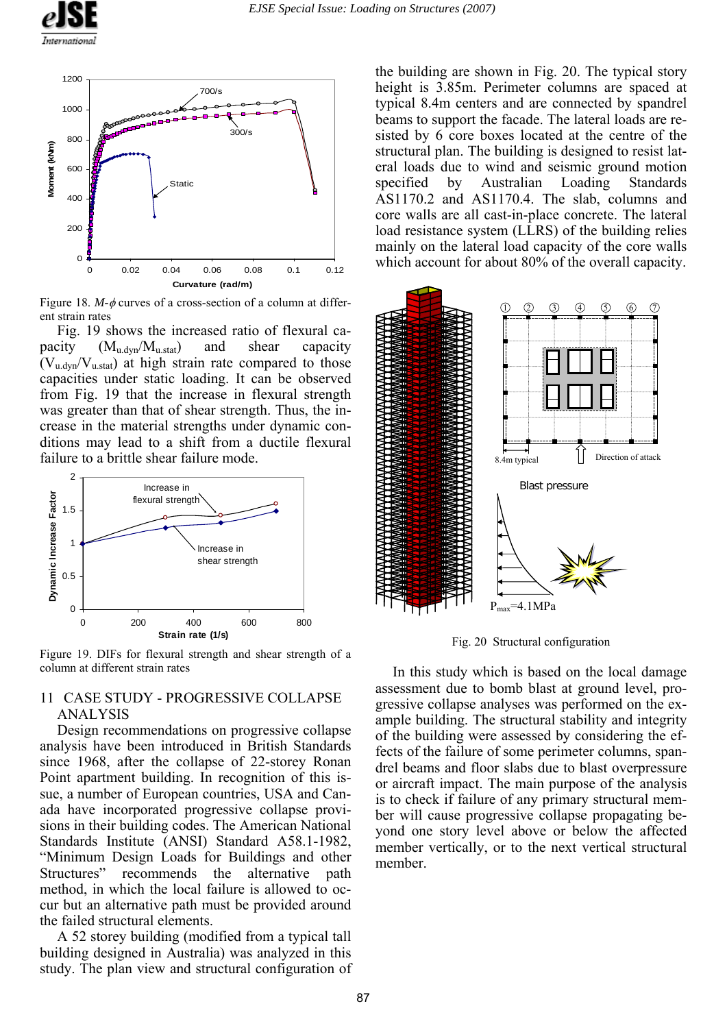Figure 18. $M$-$\phi$ curves of a cross-section of a column at different strain rates

Fig. 19 shows the increased ratio of flexural capacity ($M_{u.dyn}/M_{u.stat}$) and shear capacity ($V_{u.dyn}/V_{u.stat}$) at high strain rate compared to those capacities under static loading. It can be observed from Fig. 19 that the increase in flexural strength was greater than that of shear strength. Thus, the increase in the material strengths under dynamic conditions may lead to a shift from a ductile flexural failure to a brittle shear failure mode.

Figure 19. DIFs for flexural strength and shear strength of a column at different strain rates

## 11 CASE STUDY - PROGRESSIVE COLLAPSE ANALYSIS

Design recommendations on progressive collapse analysis have been introduced in British Standards since 1968, after the collapse of 22-storey Ronan Point apartment building. In recognition of this issue, a number of European countries, USA and Canada have incorporated progressive collapse provisions in their building codes. The American National Standards Institute (ANSI) Standard A58.1-1982, "Minimum Design Loads for Buildings and other Structures" recommends the alternative path method, in which the local failure is allowed to occur but an alternative path must be provided around the failed structural elements.

A 52 storey building (modified from a typical tall building designed in Australia) was analyzed in this study. The plan view and structural configuration of the building are shown in Fig. 20. The typical story height is 3.85m. Perimeter columns are spaced at typical 8.4m centers and are connected by spandrel beams to support the facade. The lateral loads are resisted by 6 core boxes located at the centre of the structural plan. The building is designed to resist lateral loads due to wind and seismic ground motion specified by Australian Loading Standards AS1170.2 and AS1170.4. The slab, columns and core walls are all cast-in-place concrete. The lateral load resistance system (LLRS) of the building relies mainly on the lateral load capacity of the core walls which account for about 80% of the overall capacity.

Fig. 20 Structural configuration

In this study which is based on the local damage assessment due to bomb blast at ground level, progressive collapse analyses was performed on the example building. The structural stability and integrity of the building were assessed by considering the effects of the failure of some perimeter columns, spandrel beams and floor slabs due to blast overpressure or aircraft impact. The main purpose of the analysis is to check if failure of any primary structural member will cause progressive collapse propagating beyond one story level above or below the affected member vertically, or to the next vertical structural member.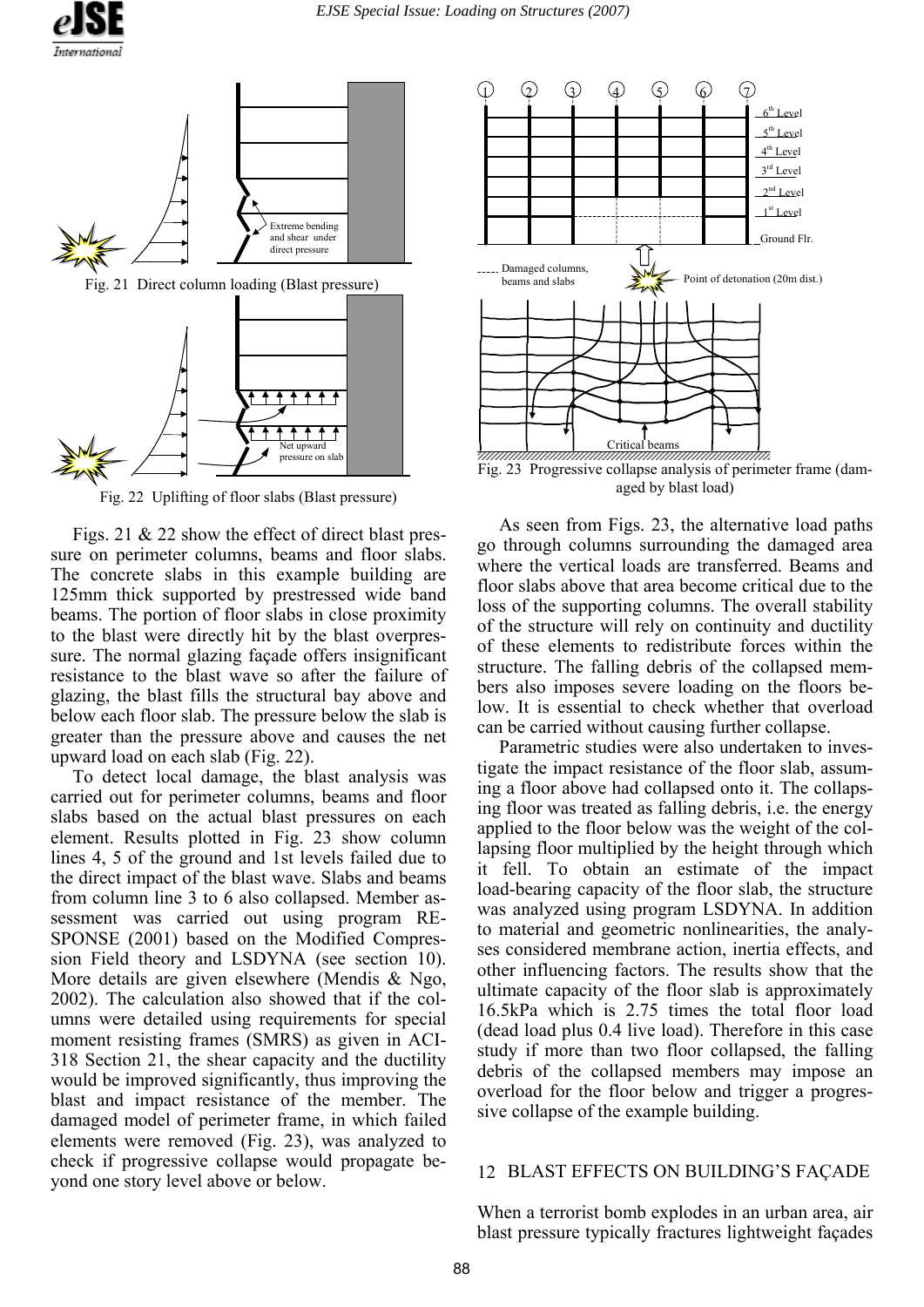Fig. 21 Direct column loading (Blast pressure)

Fig. 22 Uplifting of floor slabs (Blast pressure)

Figs. 21 & 22 show the effect of direct blast pressure on perimeter columns, beams and floor slabs. The concrete slabs in this example building are 125mm thick supported by prestressed wide band beams. The portion of floor slabs in close proximity to the blast were directly hit by the blast overpressure. The normal glazing façade offers insignificant resistance to the blast wave so after the failure of glazing, the blast fills the structural bay above and below each floor slab. The pressure below the slab is greater than the pressure above and causes the net upward load on each slab (Fig. 22).

To detect local damage, the blast analysis was carried out for perimeter columns, beams and floor slabs based on the actual blast pressures on each element. Results plotted in Fig. 23 show column lines 4, 5 of the ground and 1st levels failed due to the direct impact of the blast wave. Slabs and beams from column line 3 to 6 also collapsed. Member assessment was carried out using program RESPONSE (2001) based on the Modified Compression Field theory and LSDYNA (see section 10). More details are given elsewhere (Mendis & Ngo, 2002). The calculation also showed that if the columns were detailed using requirements for special moment resisting frames (SMRS) as given in ACI-318 Section 21, the shear capacity and the ductility would be improved significantly, thus improving the blast and impact resistance of the member. The damaged model of perimeter frame, in which failed elements were removed (Fig. 23), was analyzed to check if progressive collapse would propagate beyond one story level above or below.

Fig. 23 Progressive collapse analysis of perimeter frame (damaged by blast load)

As seen from Figs. 23, the alternative load paths go through columns surrounding the damaged area where the vertical loads are transferred. Beams and floor slabs above that area become critical due to the loss of the supporting columns. The overall stability of the structure will rely on continuity and ductility of these elements to redistribute forces within the structure. The falling debris of the collapsed members also imposes severe loading on the floors below. It is essential to check whether that overload can be carried without causing further collapse.

Parametric studies were also undertaken to investigate the impact resistance of the floor slab, assuming a floor above had collapsed onto it. The collapsing floor was treated as falling debris, i.e. the energy applied to the floor below was the weight of the collapsing floor multiplied by the height through which it fell. To obtain an estimate of the impact load-bearing capacity of the floor slab, the structure was analyzed using program LSDYNA. In addition to material and geometric nonlinearities, the analyses considered membrane action, inertia effects, and other influencing factors. The results show that the ultimate capacity of the floor slab is approximately 16.5kPa which is 2.75 times the total floor load (dead load plus 0.4 live load). Therefore in this case study if more than two floor collapsed, the falling debris of the collapsed members may impose an overload for the floor below and trigger a progressive collapse of the example building.

## 12 BLAST EFFECTS ON BUILDING'S FAÇADE

When a terrorist bomb explodes in an urban area, air blast pressure typically fractures lightweight façades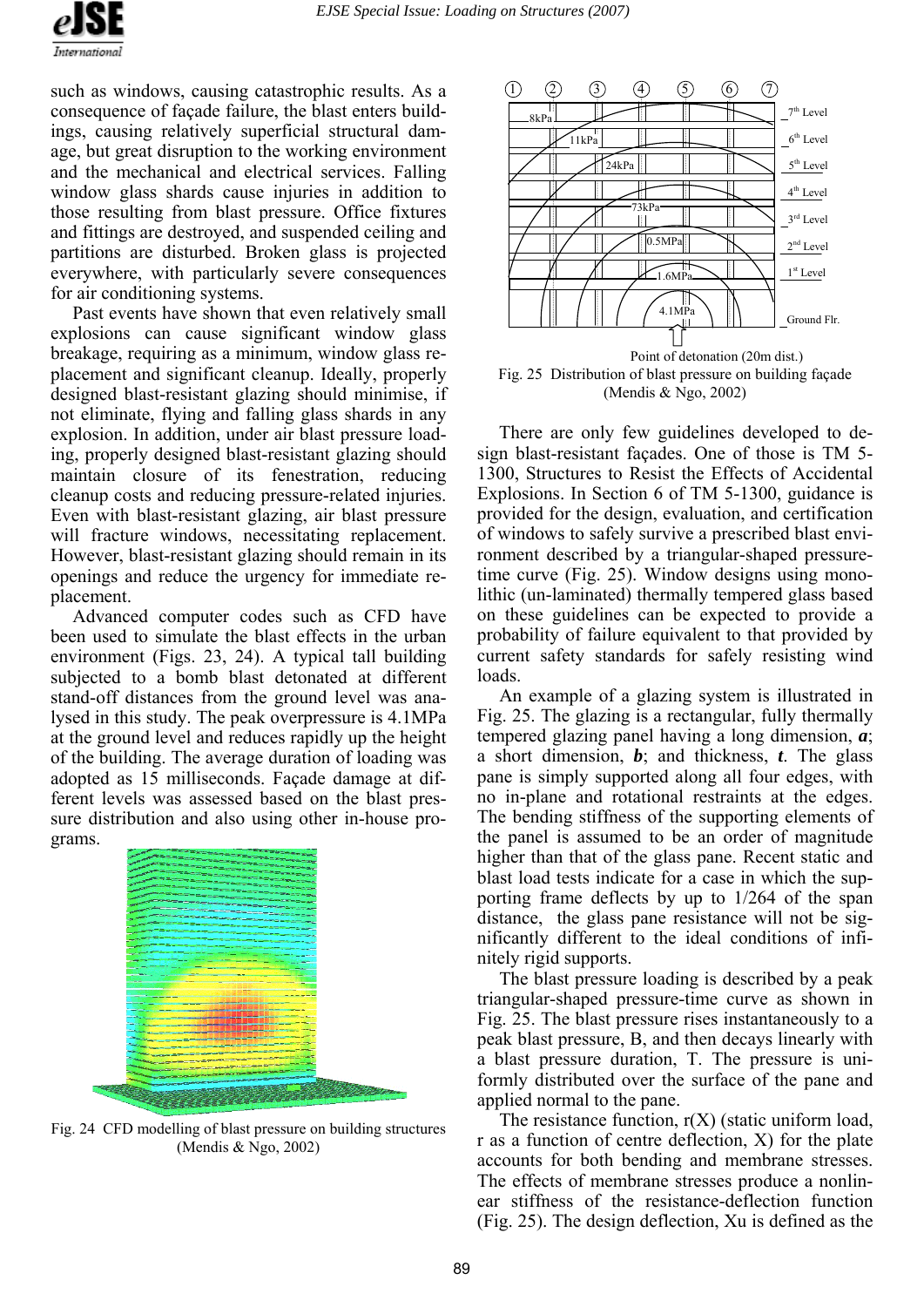such as windows, causing catastrophic results. As a consequence of façade failure, the blast enters buildings, causing relatively superficial structural damage, but great disruption to the working environment and the mechanical and electrical services. Falling window glass shards cause injuries in addition to those resulting from blast pressure. Office fixtures and fittings are destroyed, and suspended ceiling and partitions are disturbed. Broken glass is projected everywhere, with particularly severe consequences for air conditioning systems.

Past events have shown that even relatively small explosions can cause significant window glass breakage, requiring as a minimum, window glass replacement and significant cleanup. Ideally, properly designed blast-resistant glazing should minimise, if not eliminate, flying and falling glass shards in any explosion. In addition, under air blast pressure loading, properly designed blast-resistant glazing should maintain closure of its fenestration, reducing cleanup costs and reducing pressure-related injuries. Even with blast-resistant glazing, air blast pressure will fracture windows, necessitating replacement. However, blast-resistant glazing should remain in its openings and reduce the urgency for immediate replacement.

Advanced computer codes such as CFD have been used to simulate the blast effects in the urban environment (Figs. 23, 24). A typical tall building subjected to a bomb blast detonated at different stand-off distances from the ground level was analysed in this study. The peak overpressure is 4.1MPa at the ground level and reduces rapidly up the height of the building. The average duration of loading was adopted as 15 milliseconds. Façade damage at different levels was assessed based on the blast pressure distribution and also using other in-house programs.

Fig. 24 CFD modelling of blast pressure on building structures (Mendis & Ngo, 2002)

Fig. 25 Distribution of blast pressure on building façade (Mendis & Ngo, 2002)

There are only few guidelines developed to design blast-resistant façades. One of those is TM 5-1300, Structures to Resist the Effects of Accidental Explosions. In Section 6 of TM 5-1300, guidance is provided for the design, evaluation, and certification of windows to safely survive a prescribed blast environment described by a triangular-shaped pressure-time curve (Fig. 25). Window designs using monolithic (un-laminated) thermally tempered glass based on these guidelines can be expected to provide a probability of failure equivalent to that provided by current safety standards for safely resisting wind loads.

An example of a glazing system is illustrated in Fig. 25. The glazing is a rectangular, fully thermally tempered glazing panel having a long dimension, ***a***; a short dimension, ***b***; and thickness, ***t***. The glass pane is simply supported along all four edges, with no in-plane and rotational restraints at the edges. The bending stiffness of the supporting elements of the panel is assumed to be an order of magnitude higher than that of the glass pane. Recent static and blast load tests indicate for a case in which the supporting frame deflects by up to 1/264 of the span distance, the glass pane resistance will not be significantly different to the ideal conditions of infinitely rigid supports.

The blast pressure loading is described by a peak triangular-shaped pressure-time curve as shown in Fig. 25. The blast pressure rises instantaneously to a peak blast pressure, B, and then decays linearly with a blast pressure duration, T. The pressure is uniformly distributed over the surface of the pane and applied normal to the pane.

The resistance function, r(X) (static uniform load, r as a function of centre deflection, X) for the plate accounts for both bending and membrane stresses. The effects of membrane stresses produce a nonlinear stiffness of the resistance-deflection function (Fig. 25). The design deflection, Xu is defined as the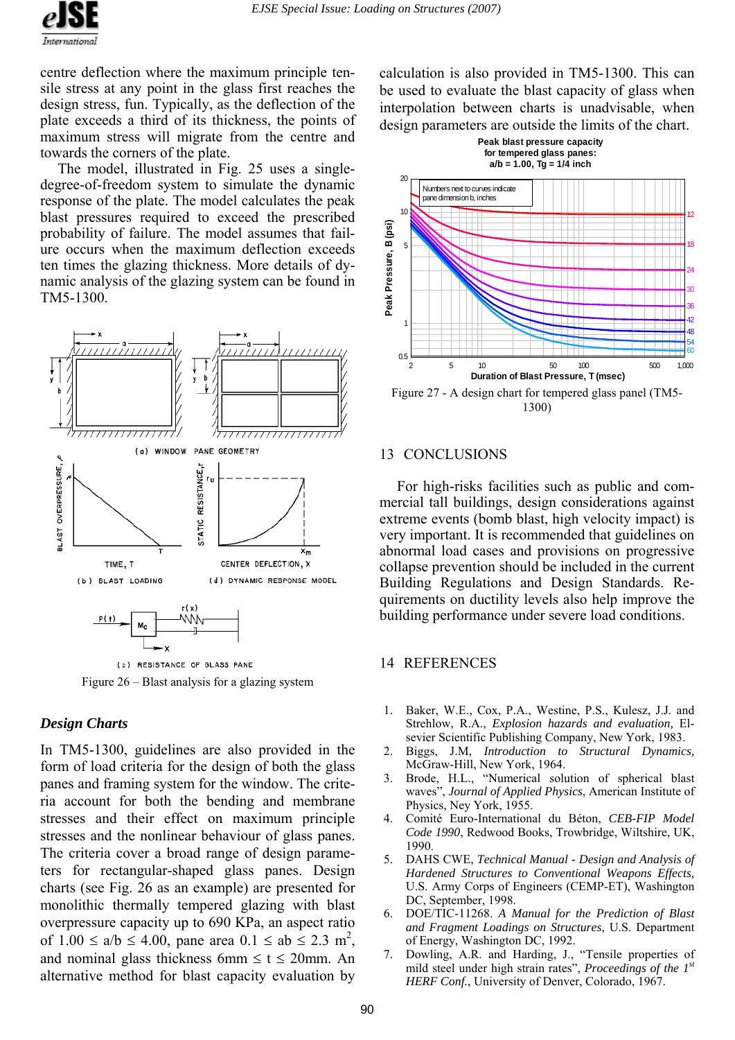centre deflection where the maximum principle tensile stress at any point in the glass first reaches the design stress, fun. Typically, as the deflection of the plate exceeds a third of its thickness, the points of maximum stress will migrate from the centre and towards the corners of the plate.

The model, illustrated in Fig. 25 uses a single-degree-of-freedom system to simulate the dynamic response of the plate. The model calculates the peak blast pressures required to exceed the prescribed probability of failure. The model assumes that failure occurs when the maximum deflection exceeds ten times the glazing thickness. More details of dynamic analysis of the glazing system can be found in TM5-1300.

Figure 26 – Blast analysis for a glazing system

### *Design Charts*

In TM5-1300, guidelines are also provided in the form of load criteria for the design of both the glass panes and framing system for the window. The criteria account for both the bending and membrane stresses and their effect on maximum principle stresses and the nonlinear behaviour of glass panes. The criteria cover a broad range of design parameters for rectangular-shaped glass panes. Design charts (see Fig. 26 as an example) are presented for monolithic thermally tempered glazing with blast overpressure capacity up to 690 KPa, an aspect ratio of $1.00 \le a/b \le 4.00$, pane area $0.1 \le ab \le 2.3$ m$^2$, and nominal glass thickness 6mm $\le t \le$ 20mm. An alternative method for blast capacity evaluation by calculation is also provided in TM5-1300. This can be used to evaluate the blast capacity of glass when interpolation between charts is unadvisable, when design parameters are outside the limits of the chart.

Figure 27 - A design chart for tempered glass panel (TM5-1300)

## 13 CONCLUSIONS

For high-risks facilities such as public and commercial tall buildings, design considerations against extreme events (bomb blast, high velocity impact) is very important. It is recommended that guidelines on abnormal load cases and provisions on progressive collapse prevention should be included in the current Building Regulations and Design Standards. Requirements on ductility levels also help improve the building performance under severe load conditions.

## 14 REFERENCES

1. Baker, W.E., Cox, P.A., Westine, P.S., Kulesz, J.J. and Strehlow, R.A., *Explosion hazards and evaluation*, Elsevier Scientific Publishing Company, New York, 1983.
2. Biggs, J.M, *Introduction to Structural Dynamics*, McGraw-Hill, New York, 1964.
3. Brode, H.L., "Numerical solution of spherical blast waves", *Journal of Applied Physics*, American Institute of Physics, Ney York, 1955.
4. Comité Euro-International du Béton, *CEB-FIP Model Code 1990*, Redwood Books, Trowbridge, Wiltshire, UK, 1990.
5. DAHS CWE, *Technical Manual - Design and Analysis of Hardened Structures to Conventional Weapons Effects*, U.S. Army Corps of Engineers (CEMP-ET), Washington DC, September, 1998.
6. DOE/TIC-11268. *A Manual for the Prediction of Blast and Fragment Loadings on Structures*, U.S. Department of Energy, Washington DC, 1992.
7. Dowling, A.R. and Harding, J., "Tensile properties of mild steel under high strain rates", *Proceedings of the 1st HERF Conf.*, University of Denver, Colorado, 1967.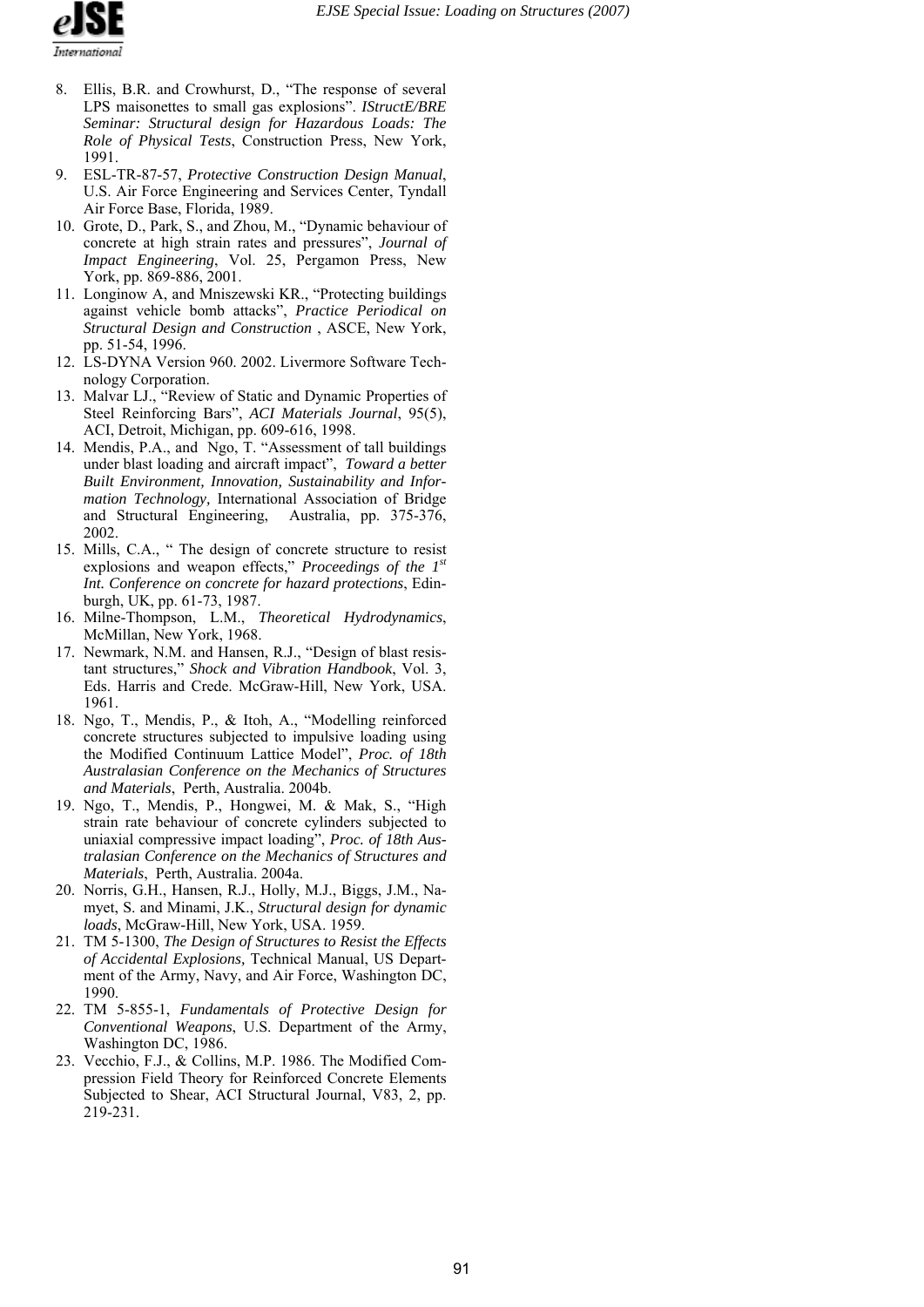8. Ellis, B.R. and Crowhurst, D., "The response of several LPS maisonettes to small gas explosions". *IStructE/BRE Seminar: Structural design for Hazardous Loads: The Role of Physical Tests*, Construction Press, New York, 1991.
9. ESL-TR-87-57, *Protective Construction Design Manual*, U.S. Air Force Engineering and Services Center, Tyndall Air Force Base, Florida, 1989.
10. Grote, D., Park, S., and Zhou, M., "Dynamic behaviour of concrete at high strain rates and pressures", *Journal of Impact Engineering*, Vol. 25, Pergamon Press, New York, pp. 869-886, 2001.
11. Longinow A, and Mniszewski KR., "Protecting buildings against vehicle bomb attacks", *Practice Periodical on Structural Design and Construction* , ASCE, New York, pp. 51-54, 1996.
12. LS-DYNA Version 960. 2002. Livermore Software Technology Corporation.
13. Malvar LJ., "Review of Static and Dynamic Properties of Steel Reinforcing Bars", *ACI Materials Journal*, 95(5), ACI, Detroit, Michigan, pp. 609-616, 1998.
14. Mendis, P.A., and Ngo, T. "Assessment of tall buildings under blast loading and aircraft impact", *Toward a better Built Environment, Innovation, Sustainability and Information Technology,* International Association of Bridge and Structural Engineering, Australia, pp. 375-376, 2002.
15. Mills, C.A., " The design of concrete structure to resist explosions and weapon effects," *Proceedings of the 1st Int. Conference on concrete for hazard protections*, Edinburgh, UK, pp. 61-73, 1987.
16. Milne-Thompson, L.M., *Theoretical Hydrodynamics*, McMillan, New York, 1968.
17. Newmark, N.M. and Hansen, R.J., "Design of blast resistant structures," *Shock and Vibration Handbook*, Vol. 3, Eds. Harris and Crede. McGraw-Hill, New York, USA. 1961.
18. Ngo, T., Mendis, P., & Itoh, A., "Modelling reinforced concrete structures subjected to impulsive loading using the Modified Continuum Lattice Model", *Proc. of 18th Australasian Conference on the Mechanics of Structures and Materials*, Perth, Australia. 2004b.
19. Ngo, T., Mendis, P., Hongwei, M. & Mak, S., "High strain rate behaviour of concrete cylinders subjected to uniaxial compressive impact loading", *Proc. of 18th Australasian Conference on the Mechanics of Structures and Materials*, Perth, Australia. 2004a.
20. Norris, G.H., Hansen, R.J., Holly, M.J., Biggs, J.M., Namyet, S. and Minami, J.K., *Structural design for dynamic loads*, McGraw-Hill, New York, USA. 1959.
21. TM 5-1300, *The Design of Structures to Resist the Effects of Accidental Explosions,* Technical Manual, US Department of the Army, Navy, and Air Force, Washington DC, 1990.
22. TM 5-855-1, *Fundamentals of Protective Design for Conventional Weapons*, U.S. Department of the Army, Washington DC, 1986.
23. Vecchio, F.J., & Collins, M.P. 1986. The Modified Compression Field Theory for Reinforced Concrete Elements Subjected to Shear, ACI Structural Journal, V83, 2, pp. 219-231.